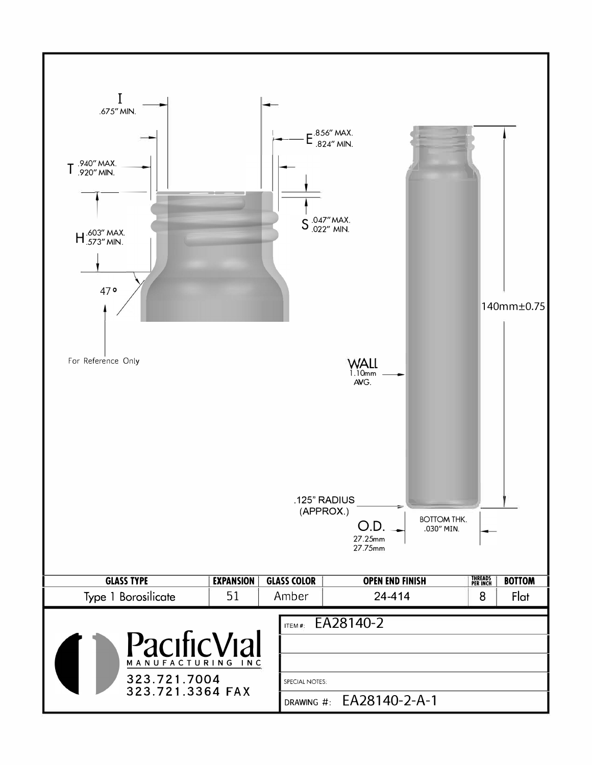I
.675" MIN.

T .940" MAX. .920" MIN.

E .856" MAX. .824" MIN.

S .047" MAX. .022" MIN.

H .603" MAX. .573" MIN.

47°

For Reference Only

140mm±0.75

WALL
1.10mm
AVG.

.125" RADIUS
(APPROX.)

O.D.
27.25mm
27.75mm

BOTTOM THK.
.030" MIN.

| GLASS TYPE | EXPANSION | GLASS COLOR | OPEN END FINISH | THREADS PER INCH | BOTTOM |
|---|---|---|---|---|---|
| Type 1 Borosilicate | 51 | Amber | 24-414 | 8 | Flat |

PacificVial
MANUFACTURING INC
323.721.7004
323.721.3364 FAX

ITEM #: EA28140-2

SPECIAL NOTES:

DRAWING #: EA28140-2-A-1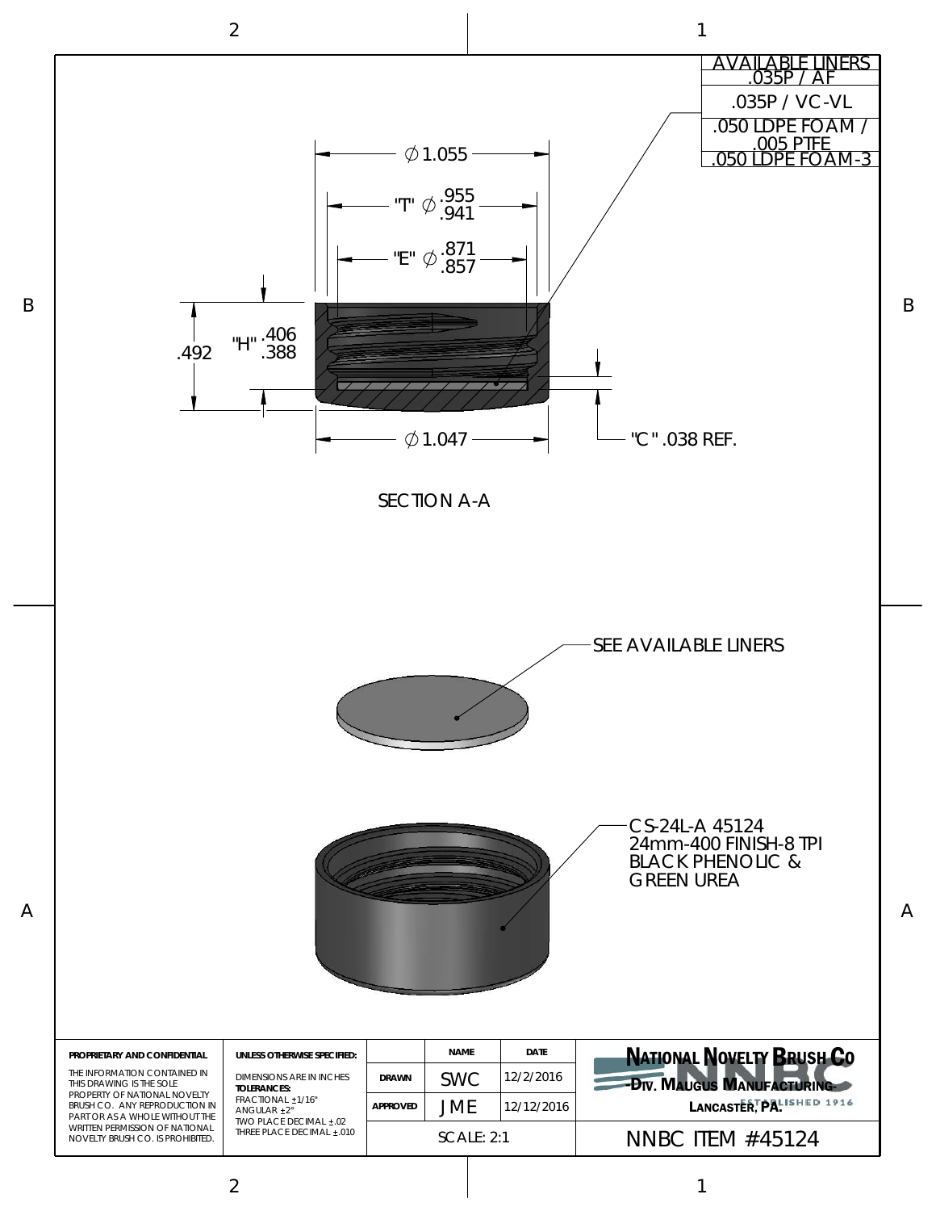| AVAILABLE LINERS |
| --- |
| .035P / AF |
| .035P / VC-VL |
| .050 LDPE FOAM / .005 PTFE |
| .050 LDPE FOAM-3 |

⌀1.055

"T" ⌀ .955 / .941

"E" ⌀ .871 / .857

.492

"H" .406 / .388

⌀1.047

"C" .038 REF.

SECTION A-A

SEE AVAILABLE LINERS

CS-24L-A 45124
24mm-400 FINISH-8 TPI
BLACK PHENOLIC &
GREEN UREA

**PROPRIETARY AND CONFIDENTIAL**

THE INFORMATION CONTAINED IN THIS DRAWING IS THE SOLE PROPERTY OF NATIONAL NOVELTY BRUSH CO. ANY REPRODUCTION IN PART OR AS A WHOLE WITHOUT THE WRITTEN PERMISSION OF NATIONAL NOVELTY BRUSH CO. IS PROHIBITED.

**UNLESS OTHERWISE SPECIFIED:**

DIMENSIONS ARE IN INCHES
**TOLERANCES:**
FRACTIONAL ±1/16"
ANGULAR ±2°
TWO PLACE DECIMAL ±.02
THREE PLACE DECIMAL ±.010

| | NAME | DATE |
| --- | --- | --- |
| DRAWN | SWC | 12/2/2016 |
| APPROVED | JME | 12/12/2016 |
| SCALE: 2:1 | | |

**NATIONAL NOVELTY BRUSH CO**
**-DIV. MAUGUS MANUFACTURING-**
**LANCASTER, PA.**
ESTABLISHED 1916

NNBC ITEM #45124